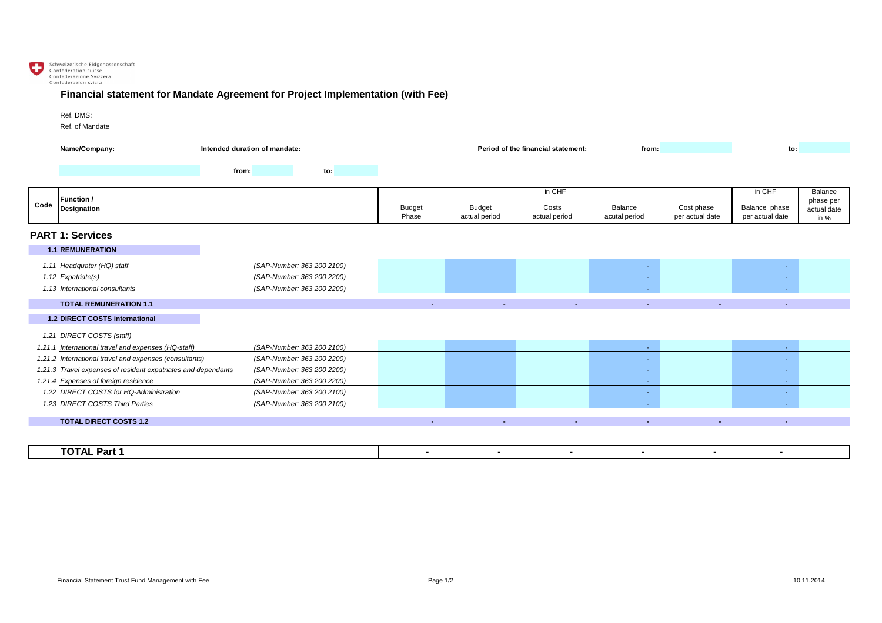Schweizerische Eidgenossenschaft
Confédération suisse
Confederazione Svizzera
Confederaziun svizra

# Financial statement for Mandate Agreement for Project Implementation (with Fee)

Ref. DMS:

Ref. of Mandate

**Name/Company:** 

**Intended duration of mandate:** from: to:

**Period of the financial statement:** from: to:

| Code | Function / Designation | | Budget Phase (in CHF) | Budget actual period (in CHF) | Costs actual period (in CHF) | Balance acutal period (in CHF) | Cost phase per actual date (in CHF) | Balance phase per actual date (in CHF) | Balance phase per actual date in % |
|---|---|---|---|---|---|---|---|---|---|
| **PART 1: Services** | | | | | | | | | |
| **1.1 REMUNERATION** | | | | | | | | | |
| *1.11* | *Headquater (HQ) staff* | *(SAP-Number: 363 200 2100)* | | | | - | | - | |
| *1.12* | *Expatriate(s)* | *(SAP-Number: 363 200 2200)* | | | | - | | - | |
| *1.13* | *International consultants* | *(SAP-Number: 363 200 2200)* | | | | - | | - | |
| | **TOTAL REMUNERATION 1.1** | | - | - | - | - | - | - | |
| **1.2 DIRECT COSTS international** | | | | | | | | | |
| *1.21* | *DIRECT COSTS (staff)* | | | | | | | | |
| *1.21.1* | *International travel and expenses (HQ-staff)* | *(SAP-Number: 363 200 2100)* | | | | - | | - | |
| *1.21.2* | *International travel and expenses (consultants)* | *(SAP-Number: 363 200 2200)* | | | | - | | - | |
| *1.21.3* | *Travel expenses of resident expatriates and dependants* | *(SAP-Number: 363 200 2200)* | | | | - | | - | |
| *1.21.4* | *Expenses of foreign residence* | *(SAP-Number: 363 200 2200)* | | | | - | | - | |
| *1.22* | *DIRECT COSTS for HQ-Administration* | *(SAP-Number: 363 200 2100)* | | | | - | | - | |
| *1.23* | *DIRECT COSTS Third Parties* | *(SAP-Number: 363 200 2100)* | | | | - | | - | |
| | **TOTAL DIRECT COSTS 1.2** | | - | - | - | - | - | - | |
| | **TOTAL Part 1** | | - | - | - | - | - | - | |

Financial Statement Trust Fund Management with Fee

10.11.2014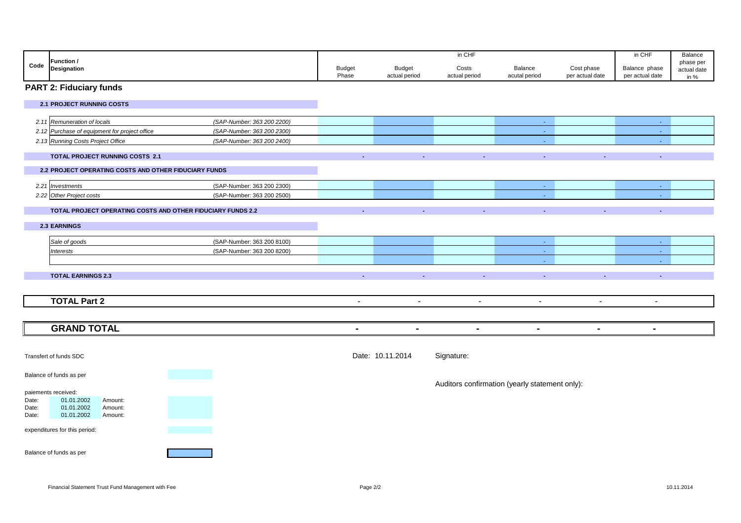| Code | Function / Designation | | Budget Phase | Budget actual period | Costs actual period | Balance acutal period | Cost phase per actual date | Balance phase per actual date | Balance phase per actual date in % |
|---|---|---|---|---|---|---|---|---|---|
| | | | in CHF | | | | | in CHF | |
| **PART 2: Fiduciary funds** | | | | | | | | | |
| | **2.1 PROJECT RUNNING COSTS** | | | | | | | | |
| 2.11 | *Remuneration of locals* | *(SAP-Number: 363 200 2200)* | | | | - | | - | |
| 2.12 | *Purchase of equipment for project office* | *(SAP-Number: 363 200 2300)* | | | | - | | - | |
| 2.13 | *Running Costs Project Office* | *(SAP-Number: 363 200 2400)* | | | | - | | - | |
| | **TOTAL PROJECT RUNNING COSTS 2.1** | | - | - | - | - | - | - | |
| | **2.2 PROJECT OPERATING COSTS AND OTHER FIDUCIARY FUNDS** | | | | | | | | |
| 2.21 | *Investments* | (SAP-Number: 363 200 2300) | | | | - | | - | |
| 2.22 | *Other Project costs* | (SAP-Number: 363 200 2500) | | | | - | | - | |
| | **TOTAL PROJECT OPERATING COSTS AND OTHER FIDUCIARY FUNDS 2.2** | | - | - | - | - | - | - | |
| | **2.3 EARNINGS** | | | | | | | | |
| | *Sale of goods* | (SAP-Number: 363 200 8100) | | | | - | | - | |
| | *Interests* | (SAP-Number: 363 200 8200) | | | | - | | - | |
| | | | | | | - | | - | |
| | **TOTAL EARNINGS 2.3** | | - | - | - | - | - | - | |
| | **TOTAL Part 2** | | - | - | - | - | - | - | |
| | **GRAND TOTAL** | | - | - | - | - | - | - | |

Transfert of funds SDC

Date: 10.11.2014

Signature:

Balance of funds as per

Auditors confirmation (yearly statement only):

paiements received:

Date: 01.01.2002 Amount:

Date: 01.01.2002 Amount:

Date: 01.01.2002 Amount:

expenditures for this period:

Balance of funds as per

Financial Statement Trust Fund Management with Fee

10.11.2014